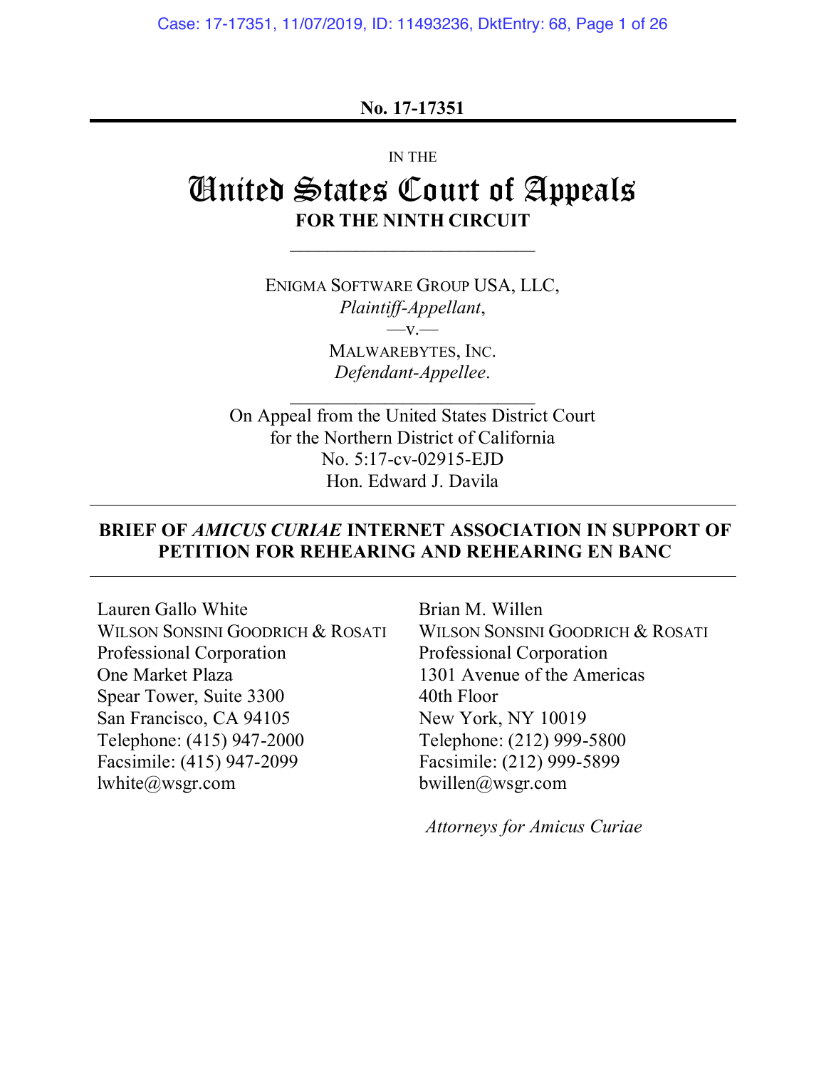**No. 17-17351**

IN THE

# United States Court of Appeals

**FOR THE NINTH CIRCUIT**

ENIGMA SOFTWARE GROUP USA, LLC,
*Plaintiff-Appellant*,
—v.—
MALWAREBYTES, INC.
*Defendant-Appellee*.

On Appeal from the United States District Court
for the Northern District of California
No. 5:17-cv-02915-EJD
Hon. Edward J. Davila

**BRIEF OF *AMICUS CURIAE* INTERNET ASSOCIATION IN SUPPORT OF PETITION FOR REHEARING AND REHEARING EN BANC**

Lauren Gallo White
WILSON SONSINI GOODRICH & ROSATI
Professional Corporation
One Market Plaza
Spear Tower, Suite 3300
San Francisco, CA 94105
Telephone: (415) 947-2000
Facsimile: (415) 947-2099
lwhite@wsgr.com

Brian M. Willen
WILSON SONSINI GOODRICH & ROSATI
Professional Corporation
1301 Avenue of the Americas
40th Floor
New York, NY 10019
Telephone: (212) 999-5800
Facsimile: (212) 999-5899
bwillen@wsgr.com

*Attorneys for Amicus Curiae*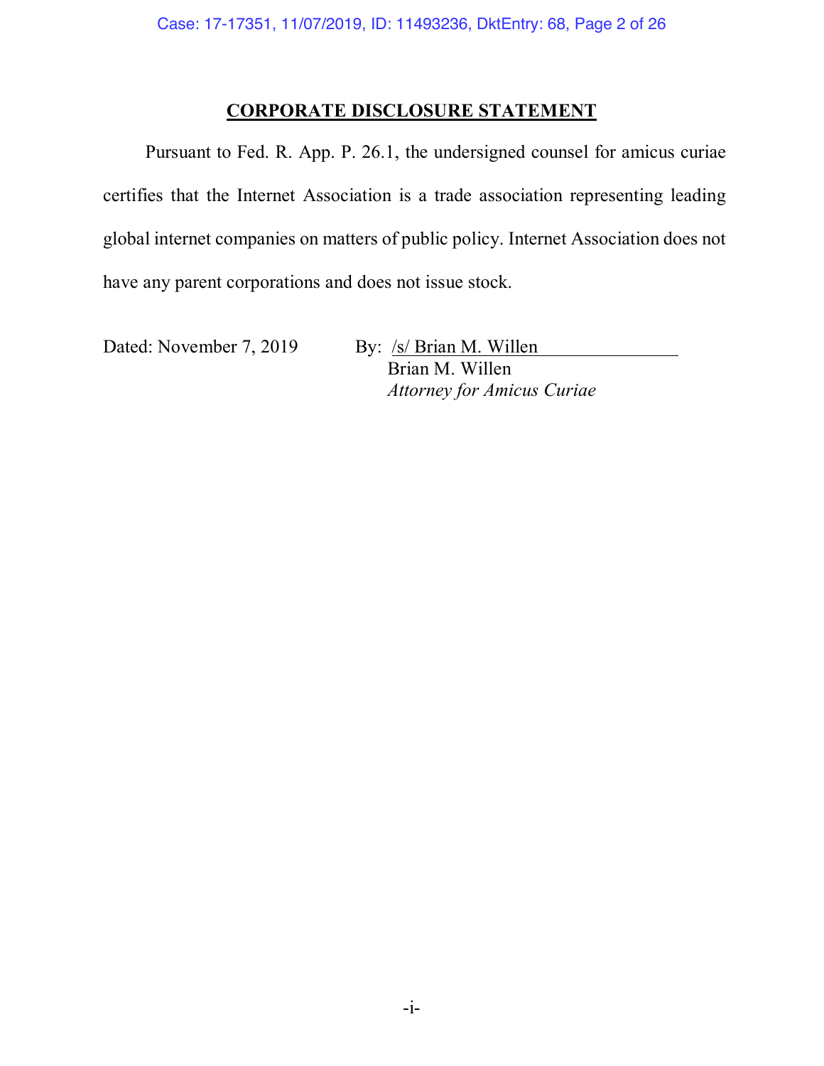## CORPORATE DISCLOSURE STATEMENT

Pursuant to Fed. R. App. P. 26.1, the undersigned counsel for amicus curiae certifies that the Internet Association is a trade association representing leading global internet companies on matters of public policy. Internet Association does not have any parent corporations and does not issue stock.

Dated: November 7, 2019

By: /s/ Brian M. Willen
Brian M. Willen
*Attorney for Amicus Curiae*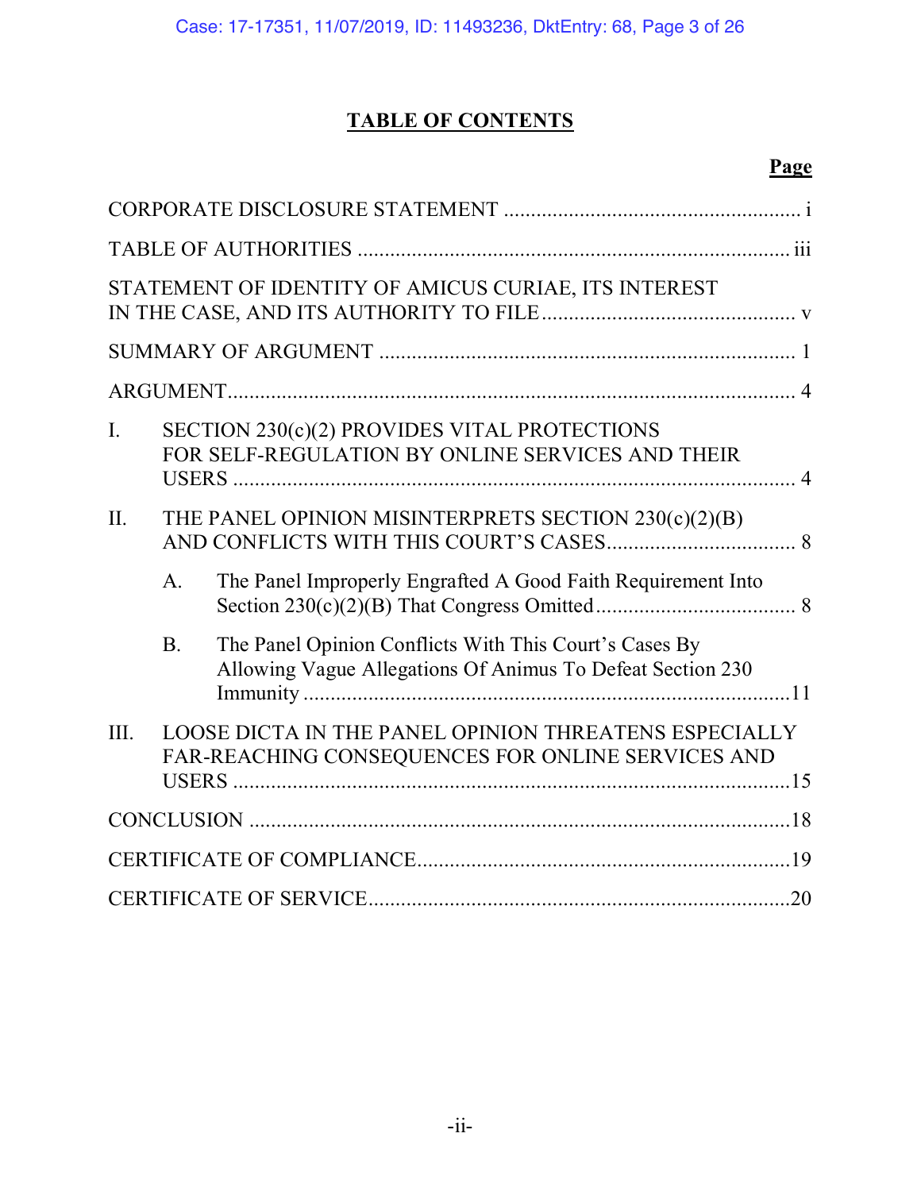# TABLE OF CONTENTS

| | Page |
|---|---|
| CORPORATE DISCLOSURE STATEMENT | i |
| TABLE OF AUTHORITIES | iii |
| STATEMENT OF IDENTITY OF AMICUS CURIAE, ITS INTEREST IN THE CASE, AND ITS AUTHORITY TO FILE | v |
| SUMMARY OF ARGUMENT | 1 |
| ARGUMENT | 4 |
| I. SECTION 230(c)(2) PROVIDES VITAL PROTECTIONS FOR SELF-REGULATION BY ONLINE SERVICES AND THEIR USERS | 4 |
| II. THE PANEL OPINION MISINTERPRETS SECTION 230(c)(2)(B) AND CONFLICTS WITH THIS COURT'S CASES | 8 |
| A. The Panel Improperly Engrafted A Good Faith Requirement Into Section 230(c)(2)(B) That Congress Omitted | 8 |
| B. The Panel Opinion Conflicts With This Court's Cases By Allowing Vague Allegations Of Animus To Defeat Section 230 Immunity | 11 |
| III. LOOSE DICTA IN THE PANEL OPINION THREATENS ESPECIALLY FAR-REACHING CONSEQUENCES FOR ONLINE SERVICES AND USERS | 15 |
| CONCLUSION | 18 |
| CERTIFICATE OF COMPLIANCE | 19 |
| CERTIFICATE OF SERVICE | 20 |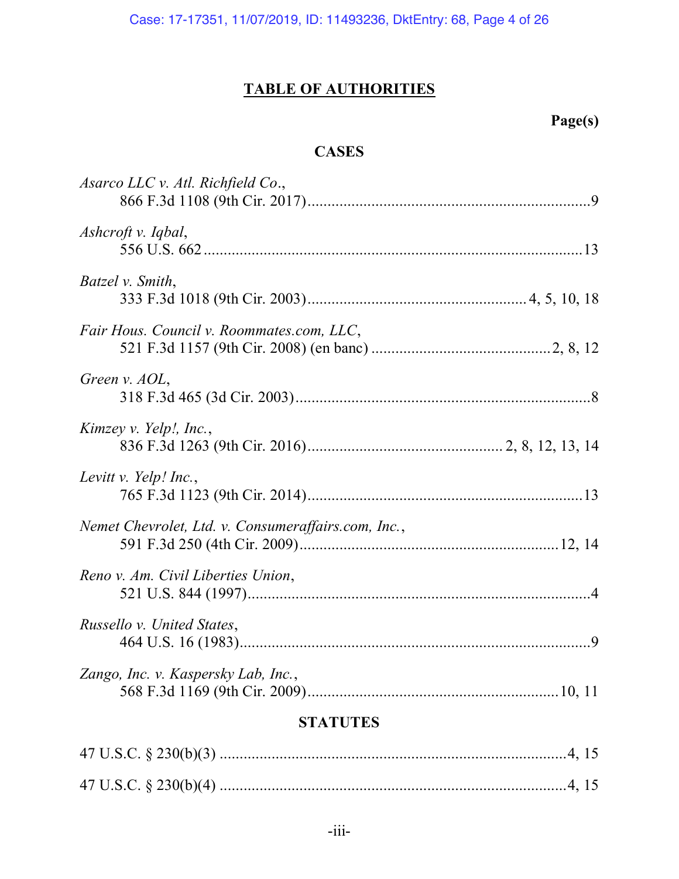# TABLE OF AUTHORITIES

**Page(s)**

## CASES

*Asarco LLC v. Atl. Richfield Co.*,
866 F.3d 1108 (9th Cir. 2017) .......... 9

*Ashcroft v. Iqbal*,
556 U.S. 662 .......... 13

*Batzel v. Smith*,
333 F.3d 1018 (9th Cir. 2003) .......... 4, 5, 10, 18

*Fair Hous. Council v. Roommates.com, LLC*,
521 F.3d 1157 (9th Cir. 2008) (en banc) .......... 2, 8, 12

*Green v. AOL*,
318 F.3d 465 (3d Cir. 2003) .......... 8

*Kimzey v. Yelp!, Inc.*,
836 F.3d 1263 (9th Cir. 2016) .......... 2, 8, 12, 13, 14

*Levitt v. Yelp! Inc.*,
765 F.3d 1123 (9th Cir. 2014) .......... 13

*Nemet Chevrolet, Ltd. v. Consumeraffairs.com, Inc.*,
591 F.3d 250 (4th Cir. 2009) .......... 12, 14

*Reno v. Am. Civil Liberties Union*,
521 U.S. 844 (1997) .......... 4

*Russello v. United States*,
464 U.S. 16 (1983) .......... 9

*Zango, Inc. v. Kaspersky Lab, Inc.*,
568 F.3d 1169 (9th Cir. 2009) .......... 10, 11

## STATUTES

47 U.S.C. § 230(b)(3) .......... 4, 15

47 U.S.C. § 230(b)(4) .......... 4, 15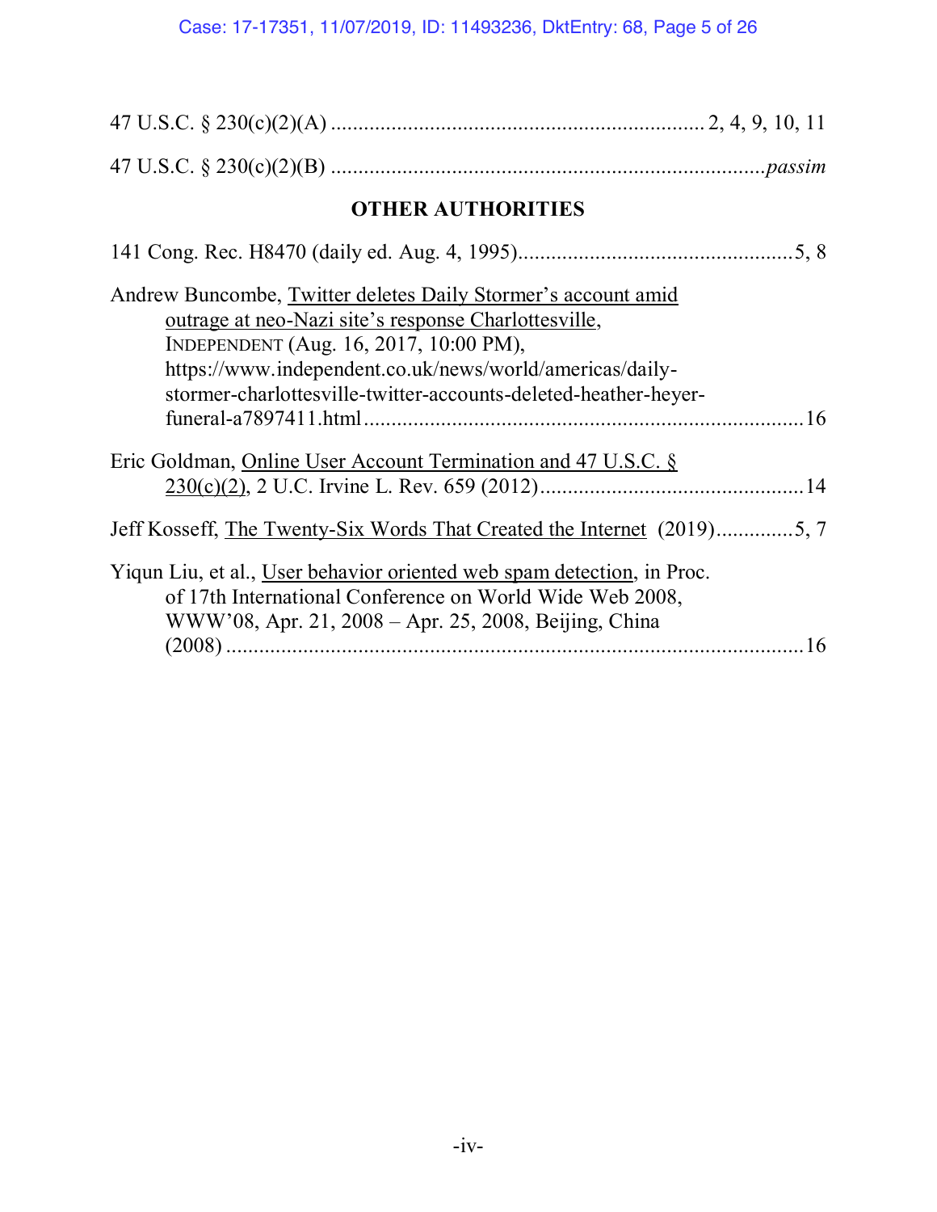47 U.S.C. § 230(c)(2)(A) .................................................................. 2, 4, 9, 10, 11

47 U.S.C. § 230(c)(2)(B) ............................................................................*passim*

## OTHER AUTHORITIES

141 Cong. Rec. H8470 (daily ed. Aug. 4, 1995).................................................5, 8

Andrew Buncombe, Twitter deletes Daily Stormer's account amid outrage at neo-Nazi site's response Charlottesville, INDEPENDENT (Aug. 16, 2017, 10:00 PM), https://www.independent.co.uk/news/world/americas/daily-stormer-charlottesville-twitter-accounts-deleted-heather-heyer-funeral-a7897411.html ..............................................................................16

Eric Goldman, Online User Account Termination and 47 U.S.C. § 230(c)(2), 2 U.C. Irvine L. Rev. 659 (2012)...............................................14

Jeff Kosseff, The Twenty-Six Words That Created the Internet (2019)..............5, 7

Yiqun Liu, et al., User behavior oriented web spam detection, in Proc. of 17th International Conference on World Wide Web 2008, WWW'08, Apr. 21, 2008 – Apr. 25, 2008, Beijing, China (2008) ........................................................................................16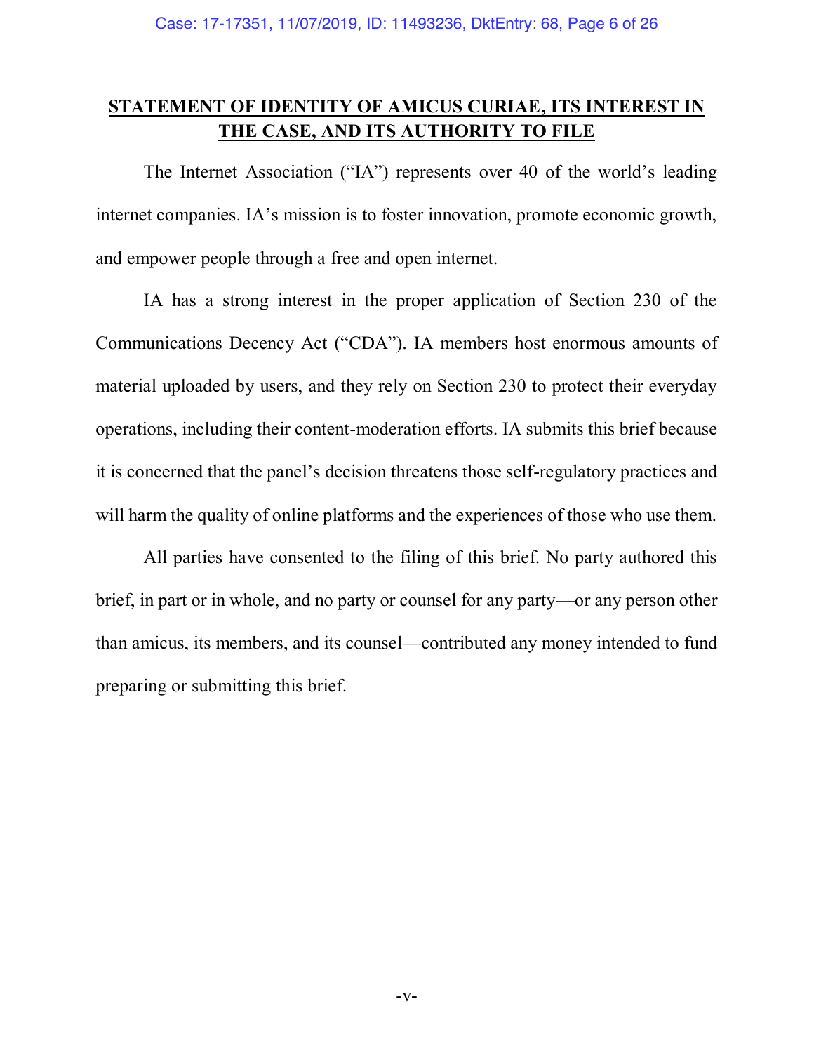## STATEMENT OF IDENTITY OF AMICUS CURIAE, ITS INTEREST IN THE CASE, AND ITS AUTHORITY TO FILE

The Internet Association ("IA") represents over 40 of the world's leading internet companies. IA's mission is to foster innovation, promote economic growth, and empower people through a free and open internet.

IA has a strong interest in the proper application of Section 230 of the Communications Decency Act ("CDA"). IA members host enormous amounts of material uploaded by users, and they rely on Section 230 to protect their everyday operations, including their content-moderation efforts. IA submits this brief because it is concerned that the panel's decision threatens those self-regulatory practices and will harm the quality of online platforms and the experiences of those who use them.

All parties have consented to the filing of this brief. No party authored this brief, in part or in whole, and no party or counsel for any party—or any person other than amicus, its members, and its counsel—contributed any money intended to fund preparing or submitting this brief.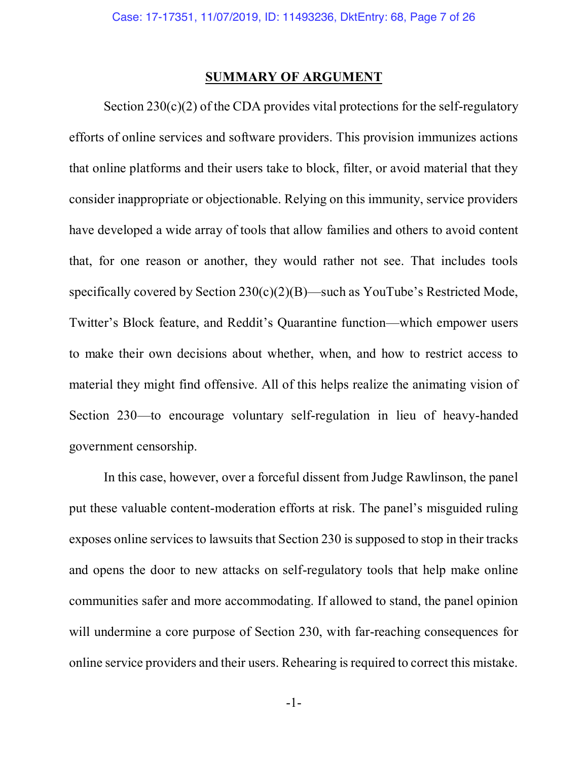## SUMMARY OF ARGUMENT

Section 230(c)(2) of the CDA provides vital protections for the self-regulatory efforts of online services and software providers. This provision immunizes actions that online platforms and their users take to block, filter, or avoid material that they consider inappropriate or objectionable. Relying on this immunity, service providers have developed a wide array of tools that allow families and others to avoid content that, for one reason or another, they would rather not see. That includes tools specifically covered by Section 230(c)(2)(B)—such as YouTube's Restricted Mode, Twitter's Block feature, and Reddit's Quarantine function—which empower users to make their own decisions about whether, when, and how to restrict access to material they might find offensive. All of this helps realize the animating vision of Section 230—to encourage voluntary self-regulation in lieu of heavy-handed government censorship.

In this case, however, over a forceful dissent from Judge Rawlinson, the panel put these valuable content-moderation efforts at risk. The panel's misguided ruling exposes online services to lawsuits that Section 230 is supposed to stop in their tracks and opens the door to new attacks on self-regulatory tools that help make online communities safer and more accommodating. If allowed to stand, the panel opinion will undermine a core purpose of Section 230, with far-reaching consequences for online service providers and their users. Rehearing is required to correct this mistake.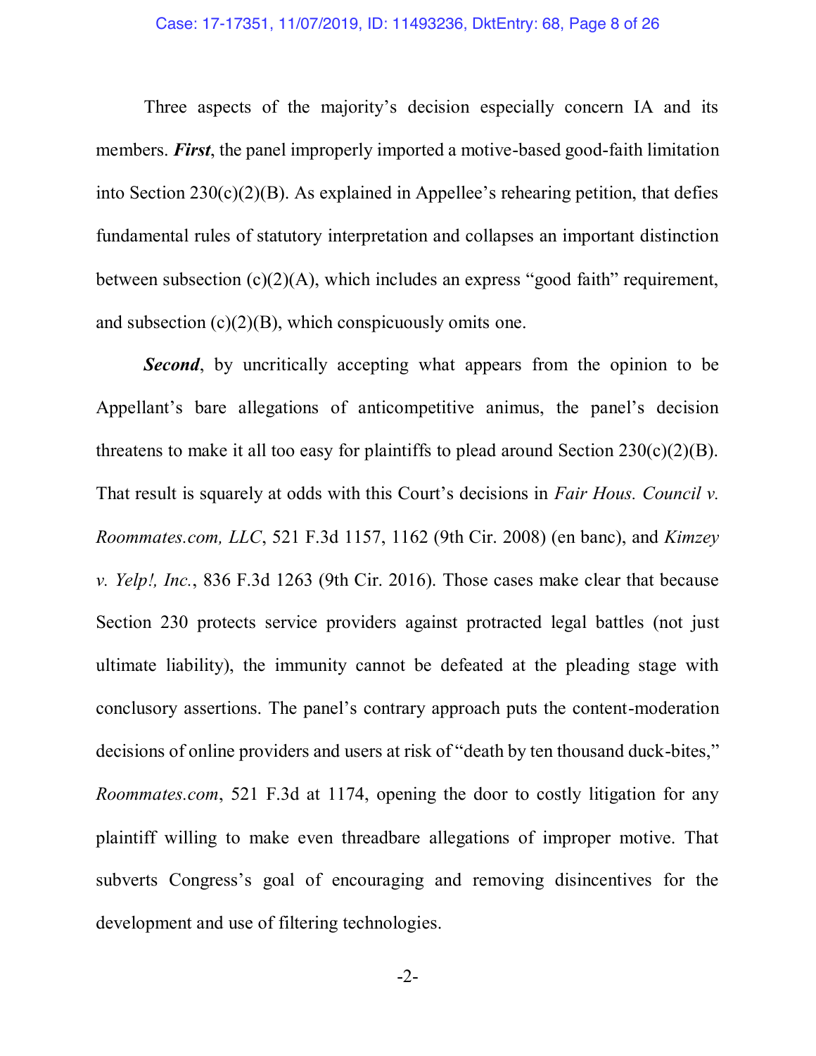Three aspects of the majority's decision especially concern IA and its members. ***First***, the panel improperly imported a motive-based good-faith limitation into Section 230(c)(2)(B). As explained in Appellee's rehearing petition, that defies fundamental rules of statutory interpretation and collapses an important distinction between subsection (c)(2)(A), which includes an express "good faith" requirement, and subsection (c)(2)(B), which conspicuously omits one.

***Second***, by uncritically accepting what appears from the opinion to be Appellant's bare allegations of anticompetitive animus, the panel's decision threatens to make it all too easy for plaintiffs to plead around Section 230(c)(2)(B). That result is squarely at odds with this Court's decisions in *Fair Hous. Council v. Roommates.com, LLC*, 521 F.3d 1157, 1162 (9th Cir. 2008) (en banc), and *Kimzey v. Yelp!, Inc.*, 836 F.3d 1263 (9th Cir. 2016). Those cases make clear that because Section 230 protects service providers against protracted legal battles (not just ultimate liability), the immunity cannot be defeated at the pleading stage with conclusory assertions. The panel's contrary approach puts the content-moderation decisions of online providers and users at risk of "death by ten thousand duck-bites," *Roommates.com*, 521 F.3d at 1174, opening the door to costly litigation for any plaintiff willing to make even threadbare allegations of improper motive. That subverts Congress's goal of encouraging and removing disincentives for the development and use of filtering technologies.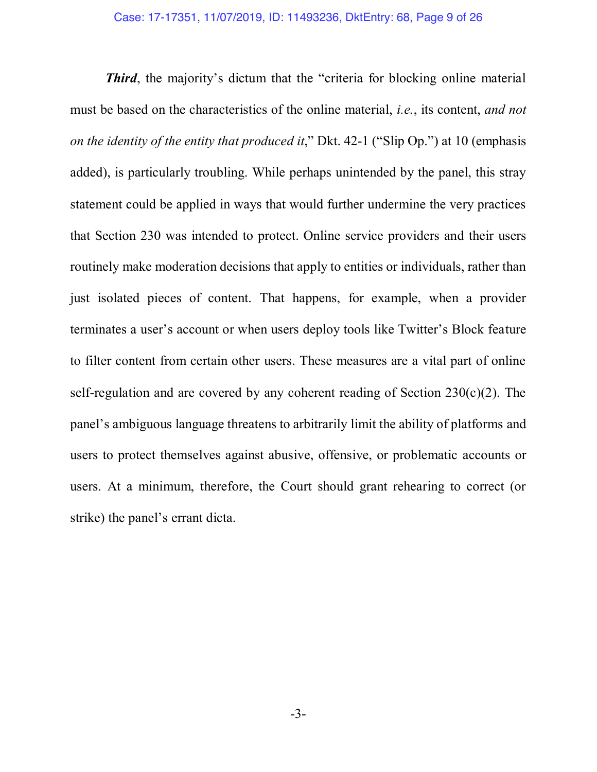***Third***, the majority's dictum that the "criteria for blocking online material must be based on the characteristics of the online material, *i.e.*, its content, *and not on the identity of the entity that produced it*," Dkt. 42-1 ("Slip Op.") at 10 (emphasis added), is particularly troubling. While perhaps unintended by the panel, this stray statement could be applied in ways that would further undermine the very practices that Section 230 was intended to protect. Online service providers and their users routinely make moderation decisions that apply to entities or individuals, rather than just isolated pieces of content. That happens, for example, when a provider terminates a user's account or when users deploy tools like Twitter's Block feature to filter content from certain other users. These measures are a vital part of online self-regulation and are covered by any coherent reading of Section 230(c)(2). The panel's ambiguous language threatens to arbitrarily limit the ability of platforms and users to protect themselves against abusive, offensive, or problematic accounts or users. At a minimum, therefore, the Court should grant rehearing to correct (or strike) the panel's errant dicta.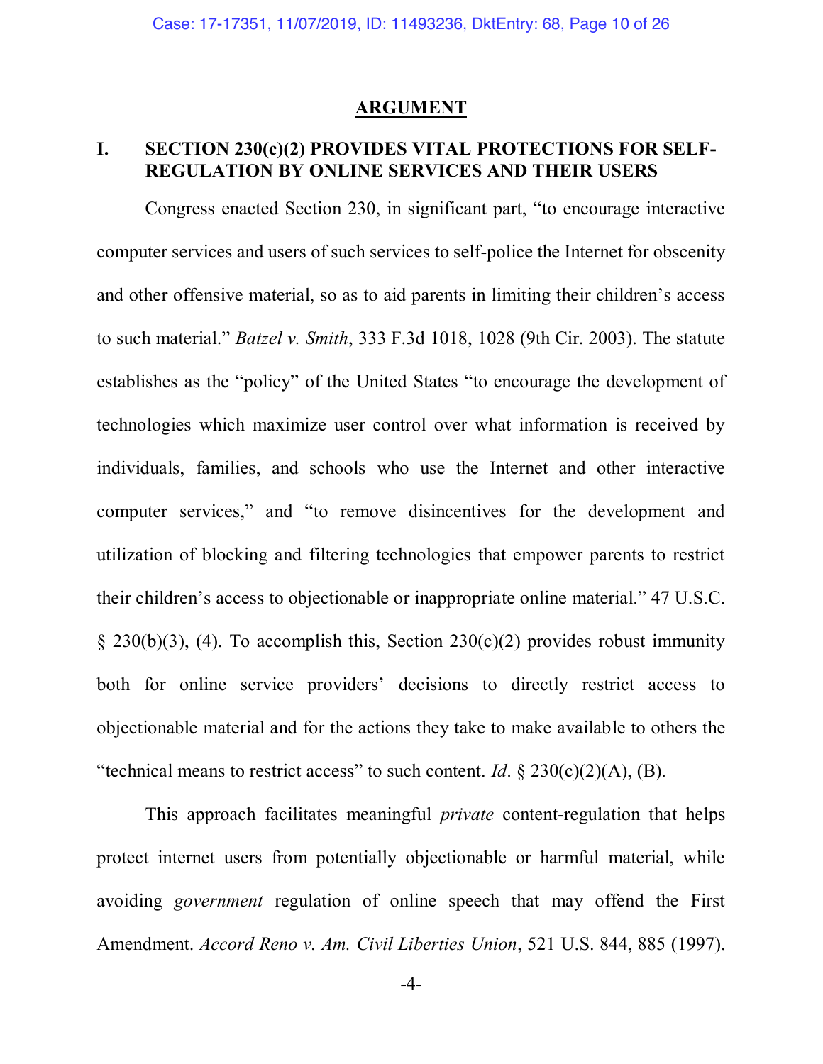## ARGUMENT

### I. SECTION 230(c)(2) PROVIDES VITAL PROTECTIONS FOR SELF-REGULATION BY ONLINE SERVICES AND THEIR USERS

Congress enacted Section 230, in significant part, "to encourage interactive computer services and users of such services to self-police the Internet for obscenity and other offensive material, so as to aid parents in limiting their children's access to such material." *Batzel v. Smith*, 333 F.3d 1018, 1028 (9th Cir. 2003). The statute establishes as the "policy" of the United States "to encourage the development of technologies which maximize user control over what information is received by individuals, families, and schools who use the Internet and other interactive computer services," and "to remove disincentives for the development and utilization of blocking and filtering technologies that empower parents to restrict their children's access to objectionable or inappropriate online material." 47 U.S.C. § 230(b)(3), (4). To accomplish this, Section 230(c)(2) provides robust immunity both for online service providers' decisions to directly restrict access to objectionable material and for the actions they take to make available to others the "technical means to restrict access" to such content. *Id*. § 230(c)(2)(A), (B).

This approach facilitates meaningful *private* content-regulation that helps protect internet users from potentially objectionable or harmful material, while avoiding *government* regulation of online speech that may offend the First Amendment. *Accord Reno v. Am. Civil Liberties Union*, 521 U.S. 844, 885 (1997).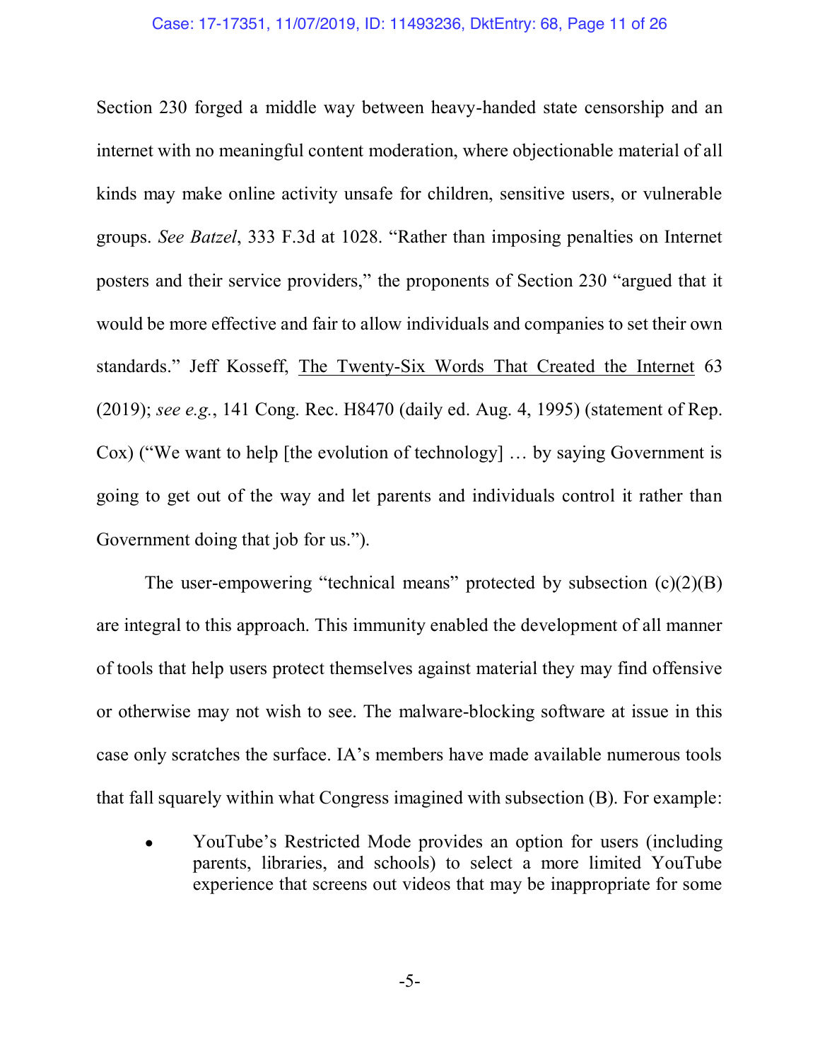Section 230 forged a middle way between heavy-handed state censorship and an internet with no meaningful content moderation, where objectionable material of all kinds may make online activity unsafe for children, sensitive users, or vulnerable groups. *See Batzel*, 333 F.3d at 1028. "Rather than imposing penalties on Internet posters and their service providers," the proponents of Section 230 "argued that it would be more effective and fair to allow individuals and companies to set their own standards." Jeff Kosseff, The Twenty-Six Words That Created the Internet 63 (2019); *see e.g.*, 141 Cong. Rec. H8470 (daily ed. Aug. 4, 1995) (statement of Rep. Cox) ("We want to help [the evolution of technology] … by saying Government is going to get out of the way and let parents and individuals control it rather than Government doing that job for us.").

The user-empowering "technical means" protected by subsection (c)(2)(B) are integral to this approach. This immunity enabled the development of all manner of tools that help users protect themselves against material they may find offensive or otherwise may not wish to see. The malware-blocking software at issue in this case only scratches the surface. IA's members have made available numerous tools that fall squarely within what Congress imagined with subsection (B). For example:

- YouTube's Restricted Mode provides an option for users (including parents, libraries, and schools) to select a more limited YouTube experience that screens out videos that may be inappropriate for some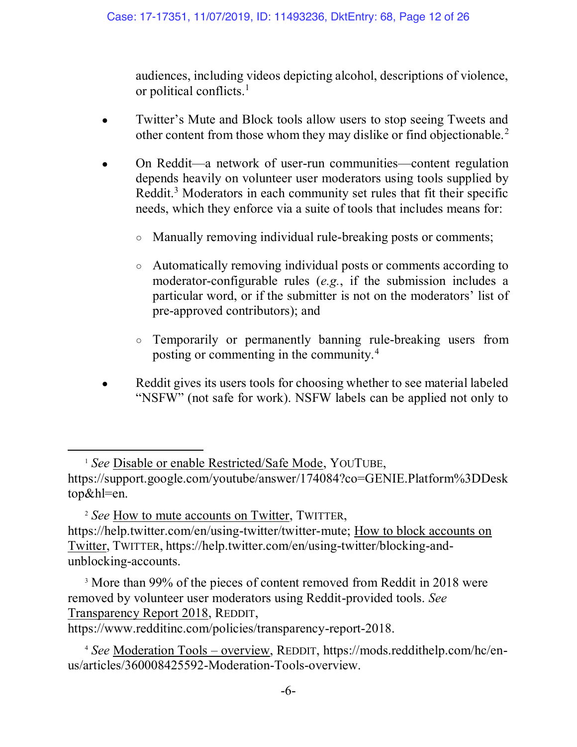audiences, including videos depicting alcohol, descriptions of violence, or political conflicts.[1]

- Twitter's Mute and Block tools allow users to stop seeing Tweets and other content from those whom they may dislike or find objectionable.[2]

- On Reddit—a network of user-run communities—content regulation depends heavily on volunteer user moderators using tools supplied by Reddit.[3] Moderators in each community set rules that fit their specific needs, which they enforce via a suite of tools that includes means for:

  - Manually removing individual rule-breaking posts or comments;

  - Automatically removing individual posts or comments according to moderator-configurable rules (*e.g.*, if the submission includes a particular word, or if the submitter is not on the moderators' list of pre-approved contributors); and

  - Temporarily or permanently banning rule-breaking users from posting or commenting in the community.[4]

- Reddit gives its users tools for choosing whether to see material labeled "NSFW" (not safe for work). NSFW labels can be applied not only to

---

[1] *See* Disable or enable Restricted/Safe Mode, YOUTUBE, https://support.google.com/youtube/answer/174084?co=GENIE.Platform%3DDesktop&hl=en.

[2] *See* How to mute accounts on Twitter, TWITTER, https://help.twitter.com/en/using-twitter/twitter-mute; How to block accounts on Twitter, TWITTER, https://help.twitter.com/en/using-twitter/blocking-and-unblocking-accounts.

[3] More than 99% of the pieces of content removed from Reddit in 2018 were removed by volunteer user moderators using Reddit-provided tools. *See* Transparency Report 2018, REDDIT, https://www.redditinc.com/policies/transparency-report-2018.

[4] *See* Moderation Tools – overview, REDDIT, https://mods.reddithelp.com/hc/en-us/articles/360008425592-Moderation-Tools-overview.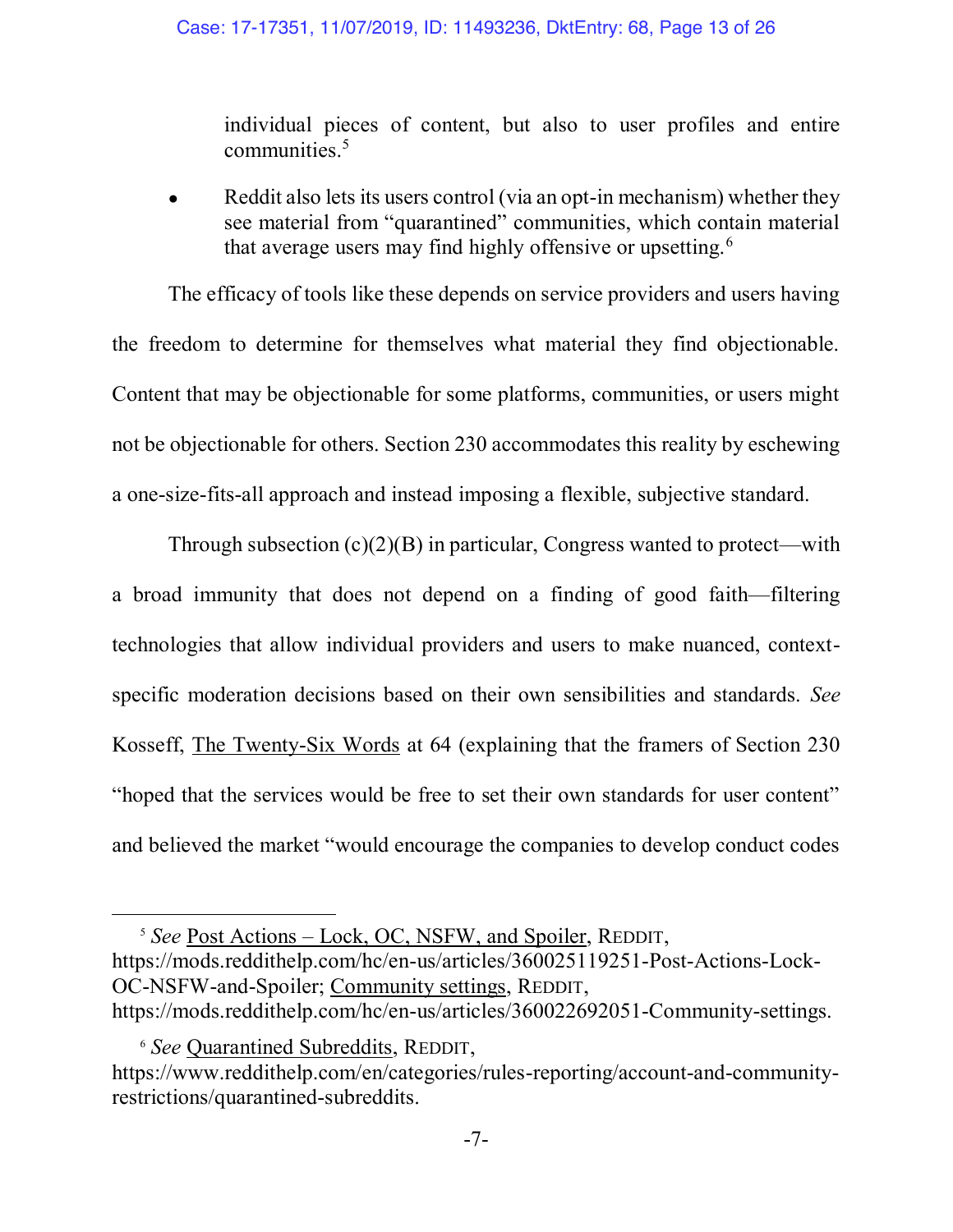individual pieces of content, but also to user profiles and entire communities.[5]

- Reddit also lets its users control (via an opt-in mechanism) whether they see material from "quarantined" communities, which contain material that average users may find highly offensive or upsetting.[6]

The efficacy of tools like these depends on service providers and users having the freedom to determine for themselves what material they find objectionable. Content that may be objectionable for some platforms, communities, or users might not be objectionable for others. Section 230 accommodates this reality by eschewing a one-size-fits-all approach and instead imposing a flexible, subjective standard.

Through subsection (c)(2)(B) in particular, Congress wanted to protect—with a broad immunity that does not depend on a finding of good faith—filtering technologies that allow individual providers and users to make nuanced, context-specific moderation decisions based on their own sensibilities and standards. *See* Kosseff, The Twenty-Six Words at 64 (explaining that the framers of Section 230 "hoped that the services would be free to set their own standards for user content" and believed the market "would encourage the companies to develop conduct codes

---

[5] *See* Post Actions – Lock, OC, NSFW, and Spoiler, REDDIT, https://mods.reddithelp.com/hc/en-us/articles/360025119251-Post-Actions-Lock-OC-NSFW-and-Spoiler; Community settings, REDDIT, https://mods.reddithelp.com/hc/en-us/articles/360022692051-Community-settings.

[6] *See* Quarantined Subreddits, REDDIT, https://www.reddithelp.com/en/categories/rules-reporting/account-and-community-restrictions/quarantined-subreddits.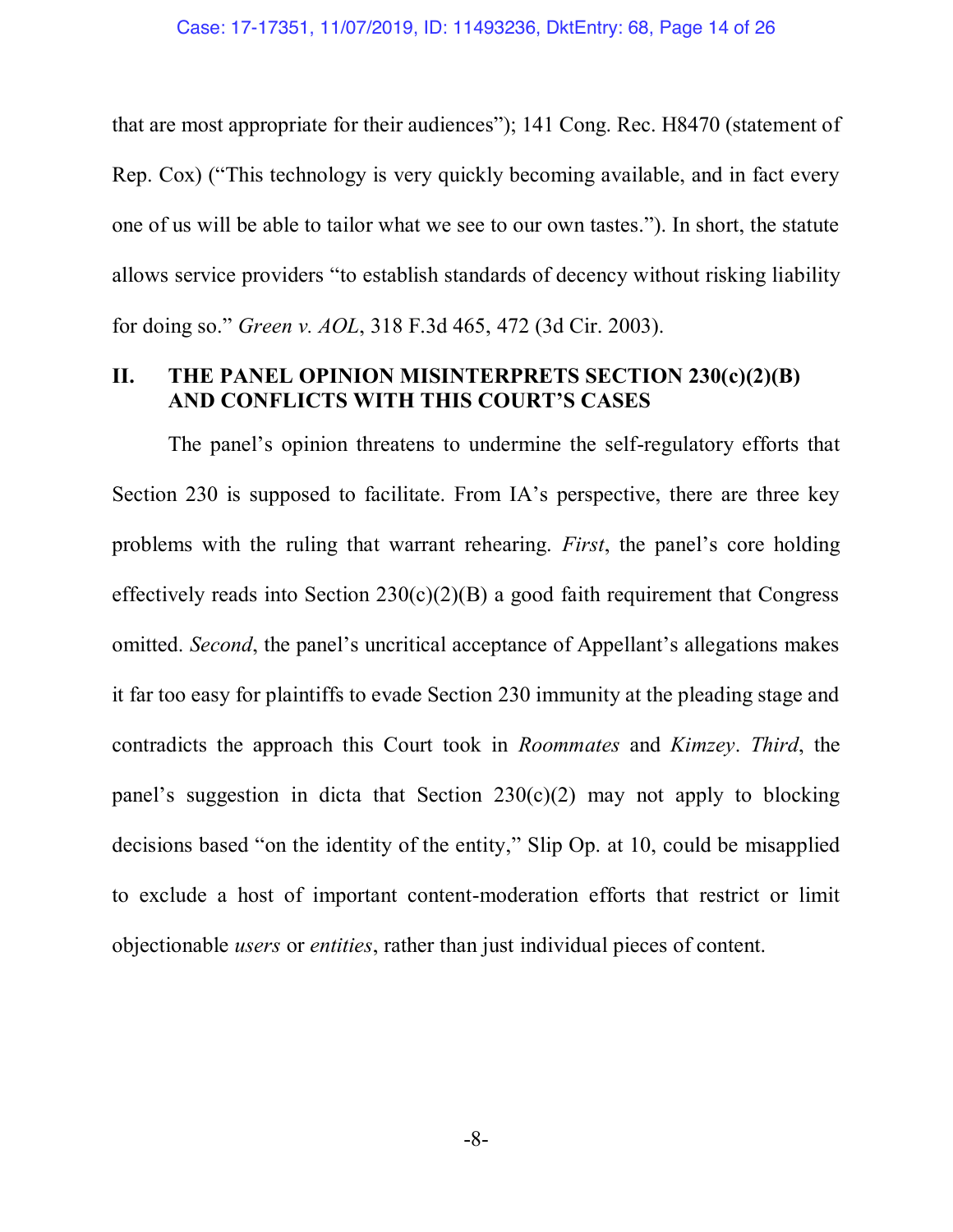that are most appropriate for their audiences"); 141 Cong. Rec. H8470 (statement of Rep. Cox) ("This technology is very quickly becoming available, and in fact every one of us will be able to tailor what we see to our own tastes."). In short, the statute allows service providers "to establish standards of decency without risking liability for doing so." *Green v. AOL*, 318 F.3d 465, 472 (3d Cir. 2003).

## II. THE PANEL OPINION MISINTERPRETS SECTION 230(c)(2)(B) AND CONFLICTS WITH THIS COURT'S CASES

The panel's opinion threatens to undermine the self-regulatory efforts that Section 230 is supposed to facilitate. From IA's perspective, there are three key problems with the ruling that warrant rehearing. *First*, the panel's core holding effectively reads into Section 230(c)(2)(B) a good faith requirement that Congress omitted. *Second*, the panel's uncritical acceptance of Appellant's allegations makes it far too easy for plaintiffs to evade Section 230 immunity at the pleading stage and contradicts the approach this Court took in *Roommates* and *Kimzey*. *Third*, the panel's suggestion in dicta that Section 230(c)(2) may not apply to blocking decisions based "on the identity of the entity," Slip Op. at 10, could be misapplied to exclude a host of important content-moderation efforts that restrict or limit objectionable *users* or *entities*, rather than just individual pieces of content.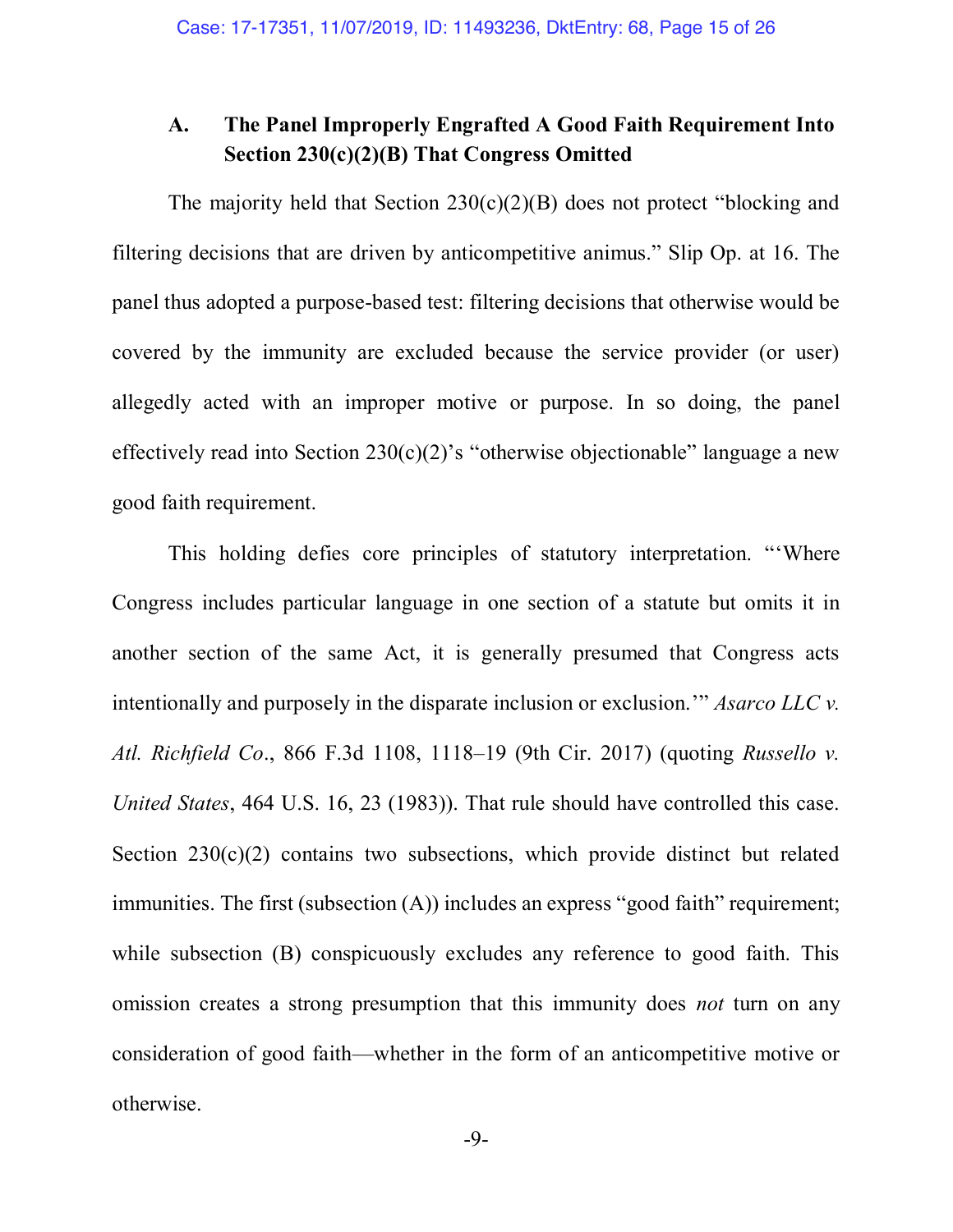### A. The Panel Improperly Engrafted A Good Faith Requirement Into Section 230(c)(2)(B) That Congress Omitted

The majority held that Section 230(c)(2)(B) does not protect "blocking and filtering decisions that are driven by anticompetitive animus." Slip Op. at 16. The panel thus adopted a purpose-based test: filtering decisions that otherwise would be covered by the immunity are excluded because the service provider (or user) allegedly acted with an improper motive or purpose. In so doing, the panel effectively read into Section 230(c)(2)'s "otherwise objectionable" language a new good faith requirement.

This holding defies core principles of statutory interpretation. "'Where Congress includes particular language in one section of a statute but omits it in another section of the same Act, it is generally presumed that Congress acts intentionally and purposely in the disparate inclusion or exclusion.'" *Asarco LLC v. Atl. Richfield Co*., 866 F.3d 1108, 1118–19 (9th Cir. 2017) (quoting *Russello v. United States*, 464 U.S. 16, 23 (1983)). That rule should have controlled this case. Section 230(c)(2) contains two subsections, which provide distinct but related immunities. The first (subsection (A)) includes an express "good faith" requirement; while subsection (B) conspicuously excludes any reference to good faith. This omission creates a strong presumption that this immunity does *not* turn on any consideration of good faith—whether in the form of an anticompetitive motive or otherwise.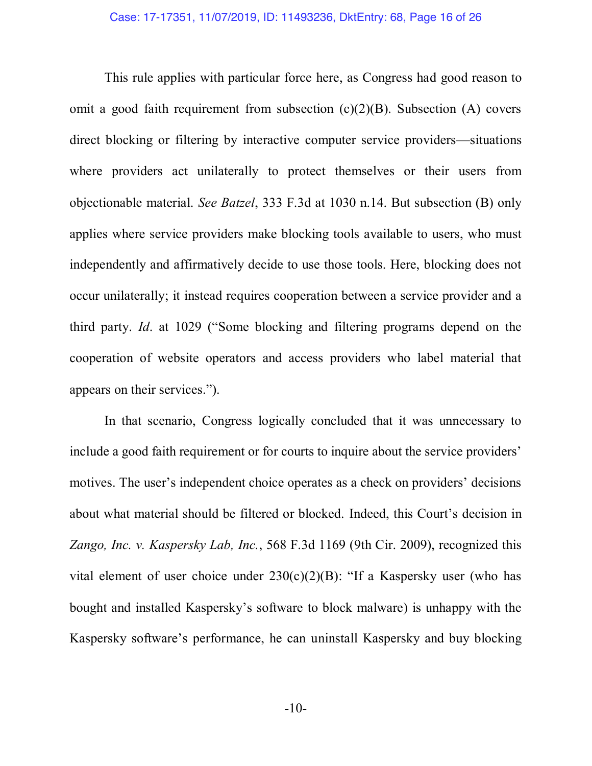This rule applies with particular force here, as Congress had good reason to omit a good faith requirement from subsection (c)(2)(B). Subsection (A) covers direct blocking or filtering by interactive computer service providers—situations where providers act unilaterally to protect themselves or their users from objectionable material. *See Batzel*, 333 F.3d at 1030 n.14. But subsection (B) only applies where service providers make blocking tools available to users, who must independently and affirmatively decide to use those tools. Here, blocking does not occur unilaterally; it instead requires cooperation between a service provider and a third party. *Id*. at 1029 ("Some blocking and filtering programs depend on the cooperation of website operators and access providers who label material that appears on their services.").

In that scenario, Congress logically concluded that it was unnecessary to include a good faith requirement or for courts to inquire about the service providers' motives. The user's independent choice operates as a check on providers' decisions about what material should be filtered or blocked. Indeed, this Court's decision in *Zango, Inc. v. Kaspersky Lab, Inc.*, 568 F.3d 1169 (9th Cir. 2009), recognized this vital element of user choice under 230(c)(2)(B): "If a Kaspersky user (who has bought and installed Kaspersky's software to block malware) is unhappy with the Kaspersky software's performance, he can uninstall Kaspersky and buy blocking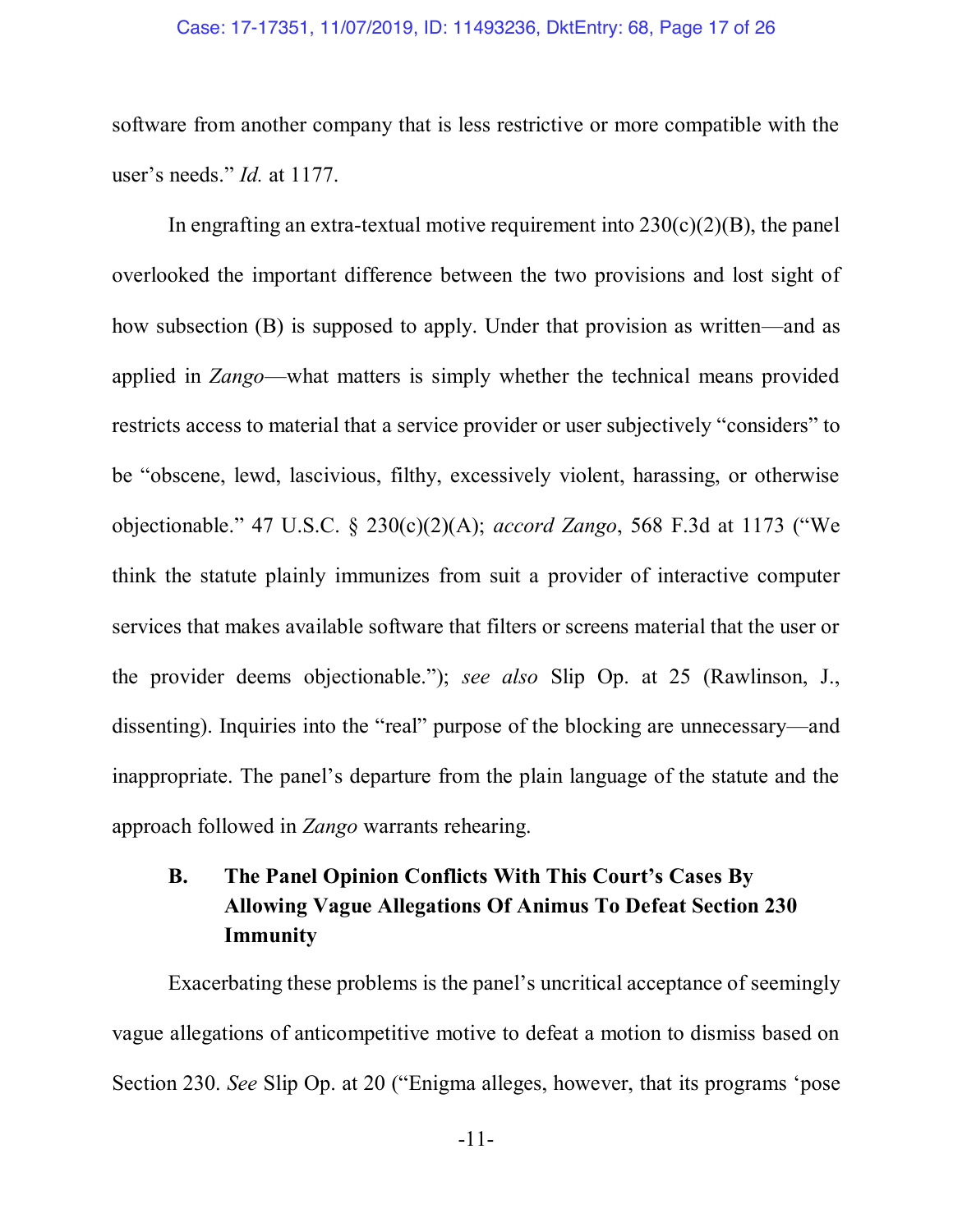software from another company that is less restrictive or more compatible with the user's needs." *Id.* at 1177.

In engrafting an extra-textual motive requirement into 230(c)(2)(B), the panel overlooked the important difference between the two provisions and lost sight of how subsection (B) is supposed to apply. Under that provision as written—and as applied in *Zango*—what matters is simply whether the technical means provided restricts access to material that a service provider or user subjectively "considers" to be "obscene, lewd, lascivious, filthy, excessively violent, harassing, or otherwise objectionable." 47 U.S.C. § 230(c)(2)(A); *accord Zango*, 568 F.3d at 1173 ("We think the statute plainly immunizes from suit a provider of interactive computer services that makes available software that filters or screens material that the user or the provider deems objectionable."); *see also* Slip Op. at 25 (Rawlinson, J., dissenting). Inquiries into the "real" purpose of the blocking are unnecessary—and inappropriate. The panel's departure from the plain language of the statute and the approach followed in *Zango* warrants rehearing.

### B. The Panel Opinion Conflicts With This Court's Cases By Allowing Vague Allegations Of Animus To Defeat Section 230 Immunity

Exacerbating these problems is the panel's uncritical acceptance of seemingly vague allegations of anticompetitive motive to defeat a motion to dismiss based on Section 230. *See* Slip Op. at 20 ("Enigma alleges, however, that its programs 'pose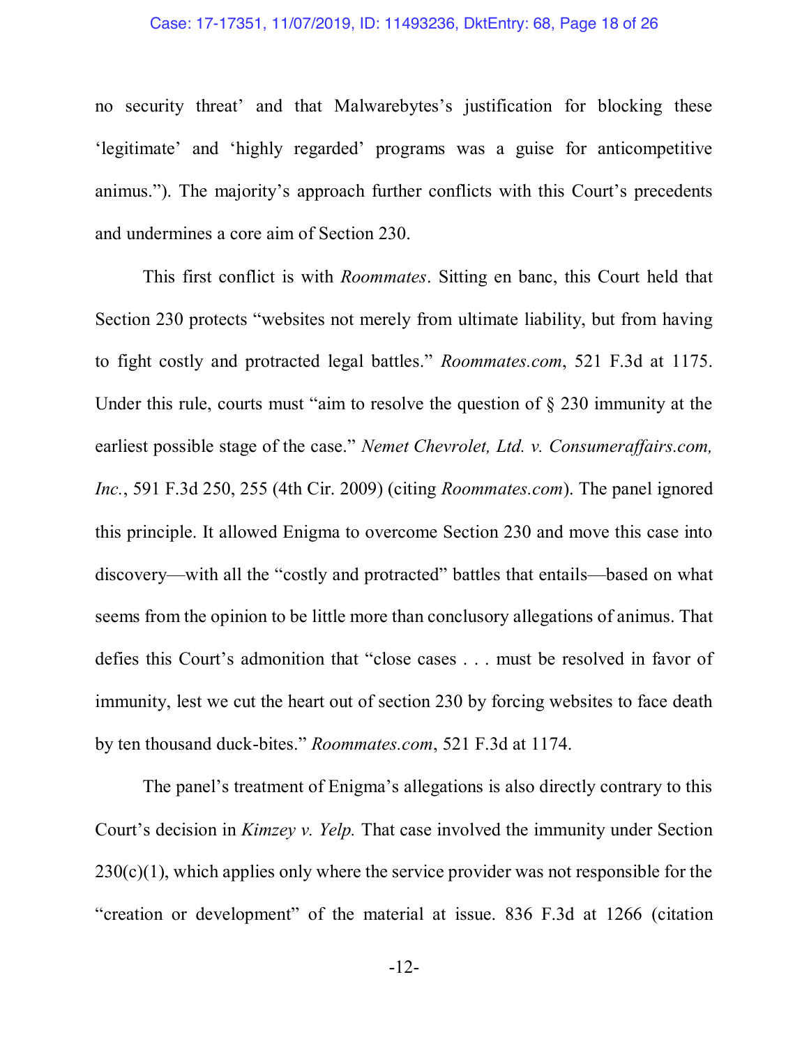no security threat' and that Malwarebytes's justification for blocking these 'legitimate' and 'highly regarded' programs was a guise for anticompetitive animus."). The majority's approach further conflicts with this Court's precedents and undermines a core aim of Section 230.

This first conflict is with *Roommates*. Sitting en banc, this Court held that Section 230 protects "websites not merely from ultimate liability, but from having to fight costly and protracted legal battles." *Roommates.com*, 521 F.3d at 1175. Under this rule, courts must "aim to resolve the question of § 230 immunity at the earliest possible stage of the case." *Nemet Chevrolet, Ltd. v. Consumeraffairs.com, Inc.*, 591 F.3d 250, 255 (4th Cir. 2009) (citing *Roommates.com*). The panel ignored this principle. It allowed Enigma to overcome Section 230 and move this case into discovery—with all the "costly and protracted" battles that entails—based on what seems from the opinion to be little more than conclusory allegations of animus. That defies this Court's admonition that "close cases . . . must be resolved in favor of immunity, lest we cut the heart out of section 230 by forcing websites to face death by ten thousand duck-bites." *Roommates.com*, 521 F.3d at 1174.

The panel's treatment of Enigma's allegations is also directly contrary to this Court's decision in *Kimzey v. Yelp.* That case involved the immunity under Section 230(c)(1), which applies only where the service provider was not responsible for the "creation or development" of the material at issue. 836 F.3d at 1266 (citation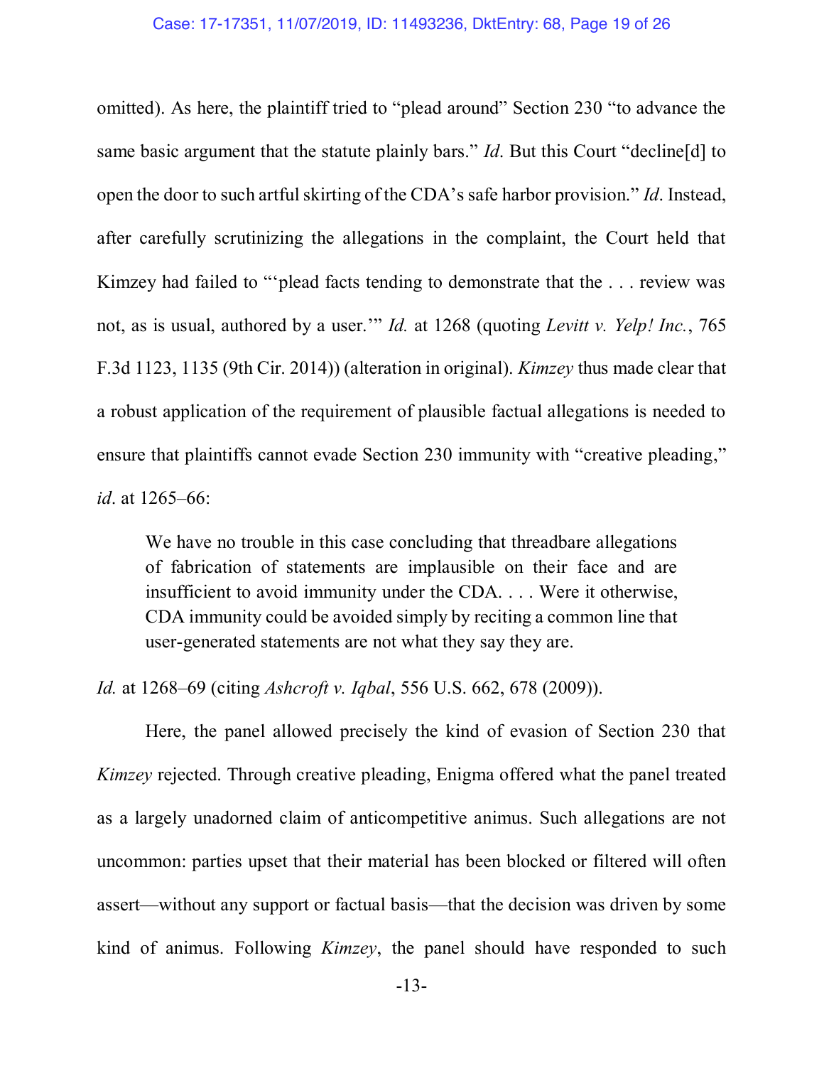omitted). As here, the plaintiff tried to "plead around" Section 230 "to advance the same basic argument that the statute plainly bars." *Id*. But this Court "decline[d] to open the door to such artful skirting of the CDA's safe harbor provision." *Id*. Instead, after carefully scrutinizing the allegations in the complaint, the Court held that Kimzey had failed to "'plead facts tending to demonstrate that the . . . review was not, as is usual, authored by a user.'" *Id.* at 1268 (quoting *Levitt v. Yelp! Inc.*, 765 F.3d 1123, 1135 (9th Cir. 2014)) (alteration in original). *Kimzey* thus made clear that a robust application of the requirement of plausible factual allegations is needed to ensure that plaintiffs cannot evade Section 230 immunity with "creative pleading," *id*. at 1265–66:

> We have no trouble in this case concluding that threadbare allegations of fabrication of statements are implausible on their face and are insufficient to avoid immunity under the CDA. . . . Were it otherwise, CDA immunity could be avoided simply by reciting a common line that user-generated statements are not what they say they are.

*Id.* at 1268–69 (citing *Ashcroft v. Iqbal*, 556 U.S. 662, 678 (2009)).

Here, the panel allowed precisely the kind of evasion of Section 230 that *Kimzey* rejected. Through creative pleading, Enigma offered what the panel treated as a largely unadorned claim of anticompetitive animus. Such allegations are not uncommon: parties upset that their material has been blocked or filtered will often assert—without any support or factual basis—that the decision was driven by some kind of animus. Following *Kimzey*, the panel should have responded to such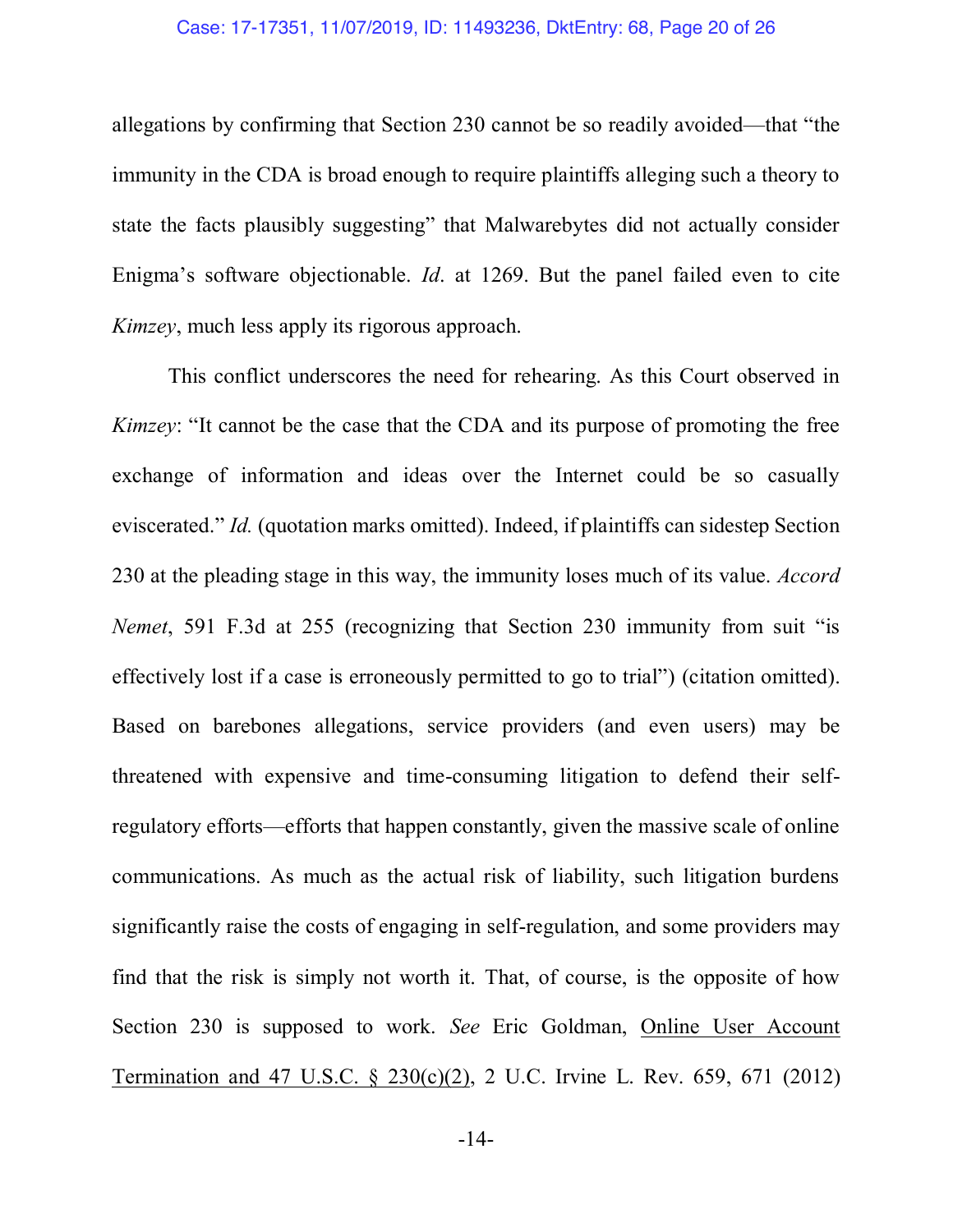allegations by confirming that Section 230 cannot be so readily avoided—that "the immunity in the CDA is broad enough to require plaintiffs alleging such a theory to state the facts plausibly suggesting" that Malwarebytes did not actually consider Enigma's software objectionable. *Id*. at 1269. But the panel failed even to cite *Kimzey*, much less apply its rigorous approach.

This conflict underscores the need for rehearing. As this Court observed in *Kimzey*: "It cannot be the case that the CDA and its purpose of promoting the free exchange of information and ideas over the Internet could be so casually eviscerated." *Id.* (quotation marks omitted). Indeed, if plaintiffs can sidestep Section 230 at the pleading stage in this way, the immunity loses much of its value. *Accord Nemet*, 591 F.3d at 255 (recognizing that Section 230 immunity from suit "is effectively lost if a case is erroneously permitted to go to trial") (citation omitted). Based on barebones allegations, service providers (and even users) may be threatened with expensive and time-consuming litigation to defend their self-regulatory efforts—efforts that happen constantly, given the massive scale of online communications. As much as the actual risk of liability, such litigation burdens significantly raise the costs of engaging in self-regulation, and some providers may find that the risk is simply not worth it. That, of course, is the opposite of how Section 230 is supposed to work. *See* Eric Goldman, Online User Account Termination and 47 U.S.C. § 230(c)(2), 2 U.C. Irvine L. Rev. 659, 671 (2012)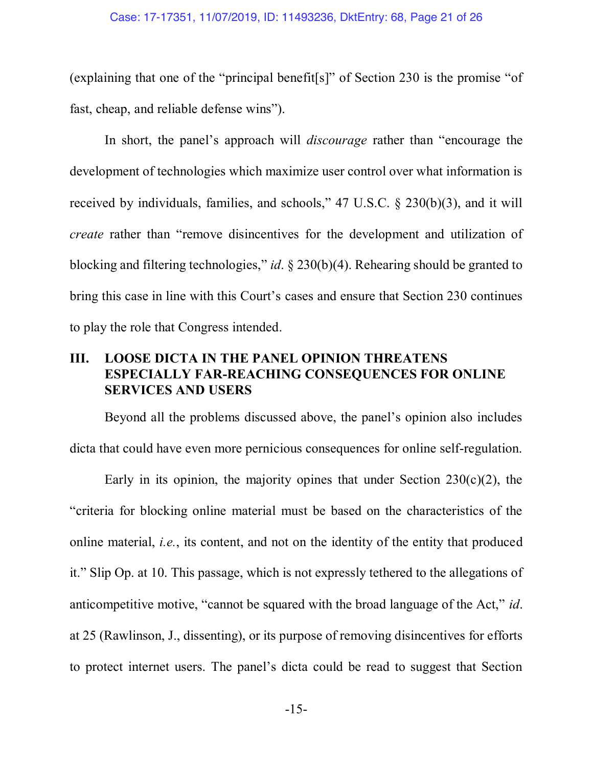(explaining that one of the "principal benefit[s]" of Section 230 is the promise "of fast, cheap, and reliable defense wins").

In short, the panel's approach will *discourage* rather than "encourage the development of technologies which maximize user control over what information is received by individuals, families, and schools," 47 U.S.C. § 230(b)(3), and it will *create* rather than "remove disincentives for the development and utilization of blocking and filtering technologies," *id*. § 230(b)(4). Rehearing should be granted to bring this case in line with this Court's cases and ensure that Section 230 continues to play the role that Congress intended.

## III. LOOSE DICTA IN THE PANEL OPINION THREATENS ESPECIALLY FAR-REACHING CONSEQUENCES FOR ONLINE SERVICES AND USERS

Beyond all the problems discussed above, the panel's opinion also includes dicta that could have even more pernicious consequences for online self-regulation.

Early in its opinion, the majority opines that under Section 230(c)(2), the "criteria for blocking online material must be based on the characteristics of the online material, *i.e.*, its content, and not on the identity of the entity that produced it." Slip Op. at 10. This passage, which is not expressly tethered to the allegations of anticompetitive motive, "cannot be squared with the broad language of the Act," *id*. at 25 (Rawlinson, J., dissenting), or its purpose of removing disincentives for efforts to protect internet users. The panel's dicta could be read to suggest that Section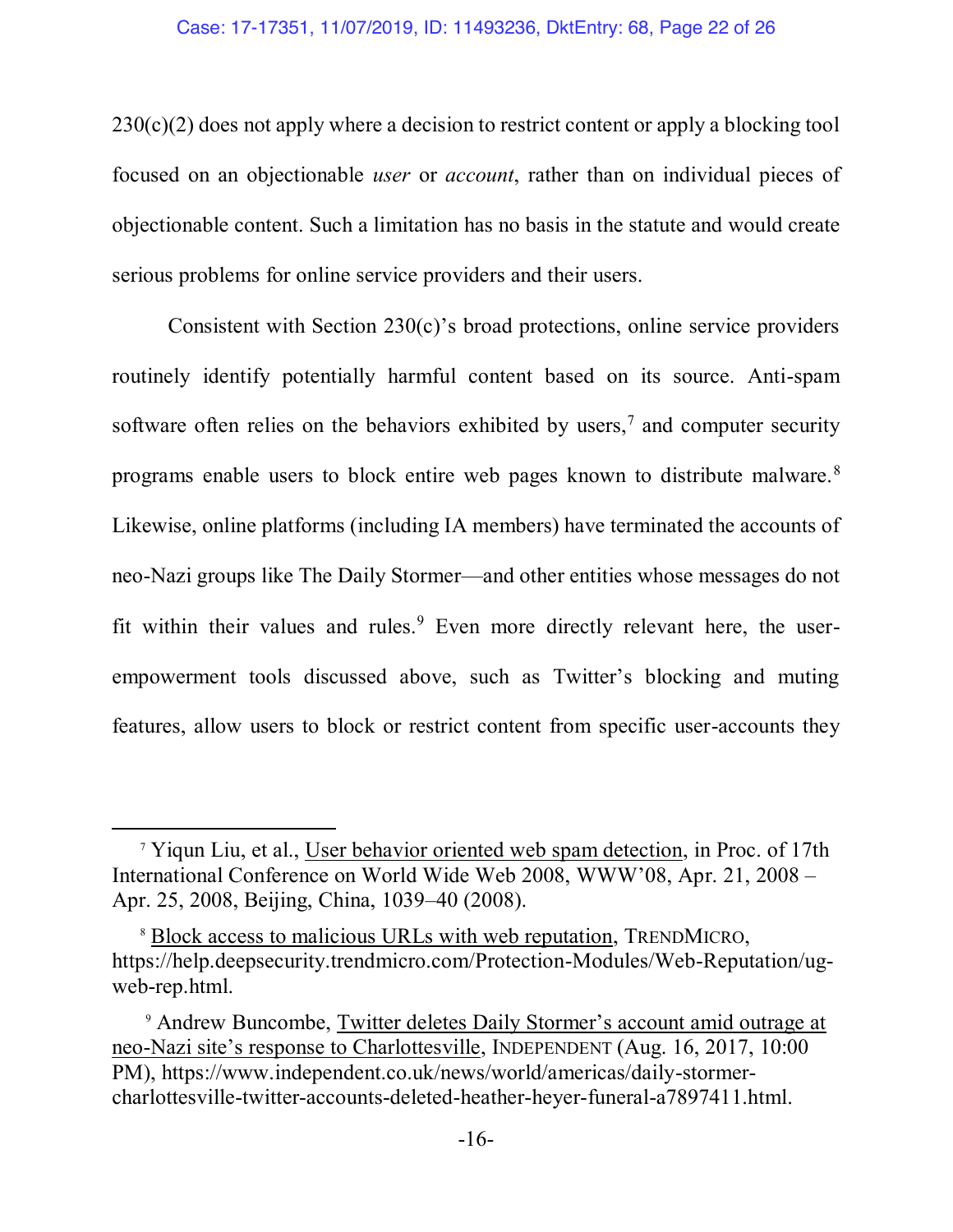230(c)(2) does not apply where a decision to restrict content or apply a blocking tool focused on an objectionable *user* or *account*, rather than on individual pieces of objectionable content. Such a limitation has no basis in the statute and would create serious problems for online service providers and their users.

Consistent with Section 230(c)'s broad protections, online service providers routinely identify potentially harmful content based on its source. Anti-spam software often relies on the behaviors exhibited by users,[7] and computer security programs enable users to block entire web pages known to distribute malware.[8] Likewise, online platforms (including IA members) have terminated the accounts of neo-Nazi groups like The Daily Stormer—and other entities whose messages do not fit within their values and rules.[9] Even more directly relevant here, the user-empowerment tools discussed above, such as Twitter's blocking and muting features, allow users to block or restrict content from specific user-accounts they

---

[7] Yiqun Liu, et al., User behavior oriented web spam detection, in Proc. of 17th International Conference on World Wide Web 2008, WWW'08, Apr. 21, 2008 – Apr. 25, 2008, Beijing, China, 1039–40 (2008).

[8] Block access to malicious URLs with web reputation, TRENDMICRO, https://help.deepsecurity.trendmicro.com/Protection-Modules/Web-Reputation/ug-web-rep.html.

[9] Andrew Buncombe, Twitter deletes Daily Stormer's account amid outrage at neo-Nazi site's response to Charlottesville, INDEPENDENT (Aug. 16, 2017, 10:00 PM), https://www.independent.co.uk/news/world/americas/daily-stormer-charlottesville-twitter-accounts-deleted-heather-heyer-funeral-a7897411.html.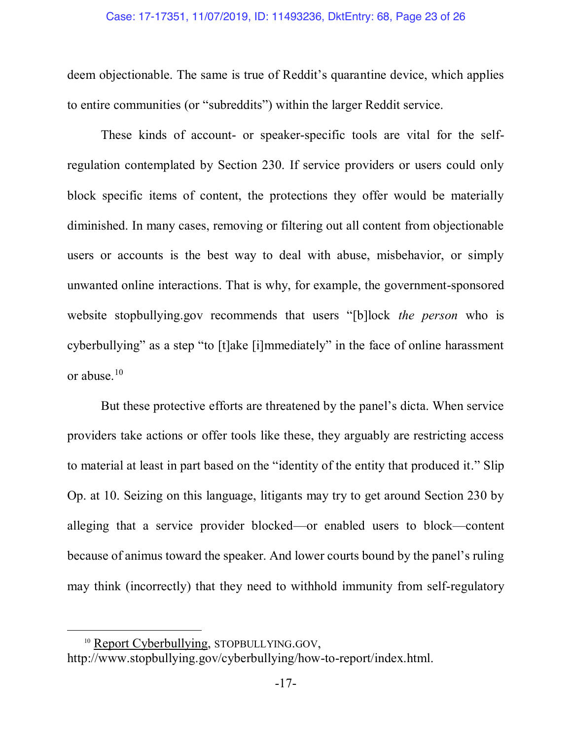deem objectionable. The same is true of Reddit's quarantine device, which applies to entire communities (or "subreddits") within the larger Reddit service.

These kinds of account- or speaker-specific tools are vital for the self-regulation contemplated by Section 230. If service providers or users could only block specific items of content, the protections they offer would be materially diminished. In many cases, removing or filtering out all content from objectionable users or accounts is the best way to deal with abuse, misbehavior, or simply unwanted online interactions. That is why, for example, the government-sponsored website stopbullying.gov recommends that users "[b]lock *the person* who is cyberbullying" as a step "to [t]ake [i]mmediately" in the face of online harassment or abuse.[10]

But these protective efforts are threatened by the panel's dicta. When service providers take actions or offer tools like these, they arguably are restricting access to material at least in part based on the "identity of the entity that produced it." Slip Op. at 10. Seizing on this language, litigants may try to get around Section 230 by alleging that a service provider blocked—or enabled users to block—content because of animus toward the speaker. And lower courts bound by the panel's ruling may think (incorrectly) that they need to withhold immunity from self-regulatory

---

[10] Report Cyberbullying, STOPBULLYING.GOV, http://www.stopbullying.gov/cyberbullying/how-to-report/index.html.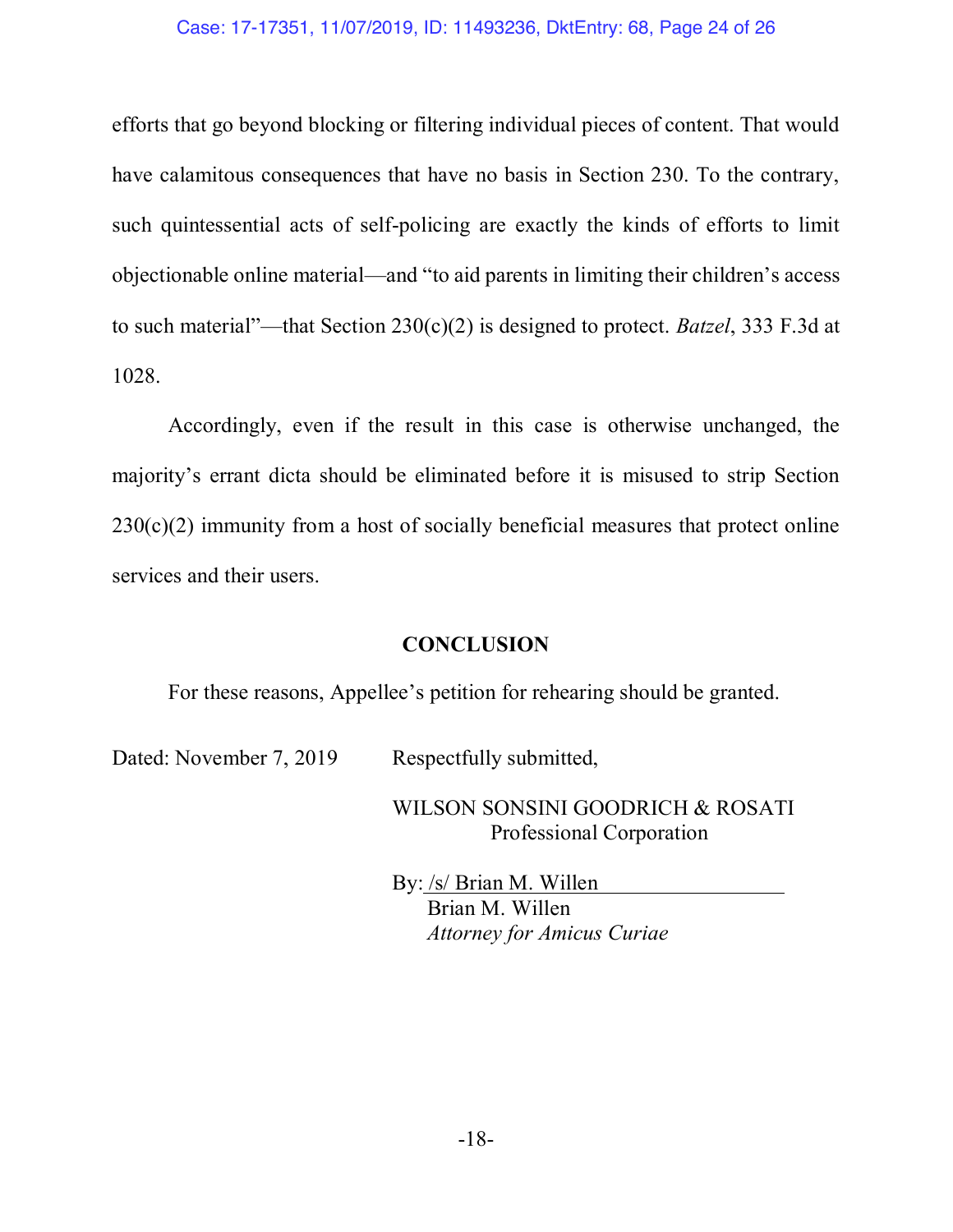efforts that go beyond blocking or filtering individual pieces of content. That would have calamitous consequences that have no basis in Section 230. To the contrary, such quintessential acts of self-policing are exactly the kinds of efforts to limit objectionable online material—and "to aid parents in limiting their children's access to such material"—that Section 230(c)(2) is designed to protect. *Batzel*, 333 F.3d at 1028.

Accordingly, even if the result in this case is otherwise unchanged, the majority's errant dicta should be eliminated before it is misused to strip Section 230(c)(2) immunity from a host of socially beneficial measures that protect online services and their users.

## CONCLUSION

For these reasons, Appellee's petition for rehearing should be granted.

Dated: November 7, 2019

Respectfully submitted,

WILSON SONSINI GOODRICH & ROSATI
Professional Corporation

By: /s/ Brian M. Willen
Brian M. Willen
*Attorney for Amicus Curiae*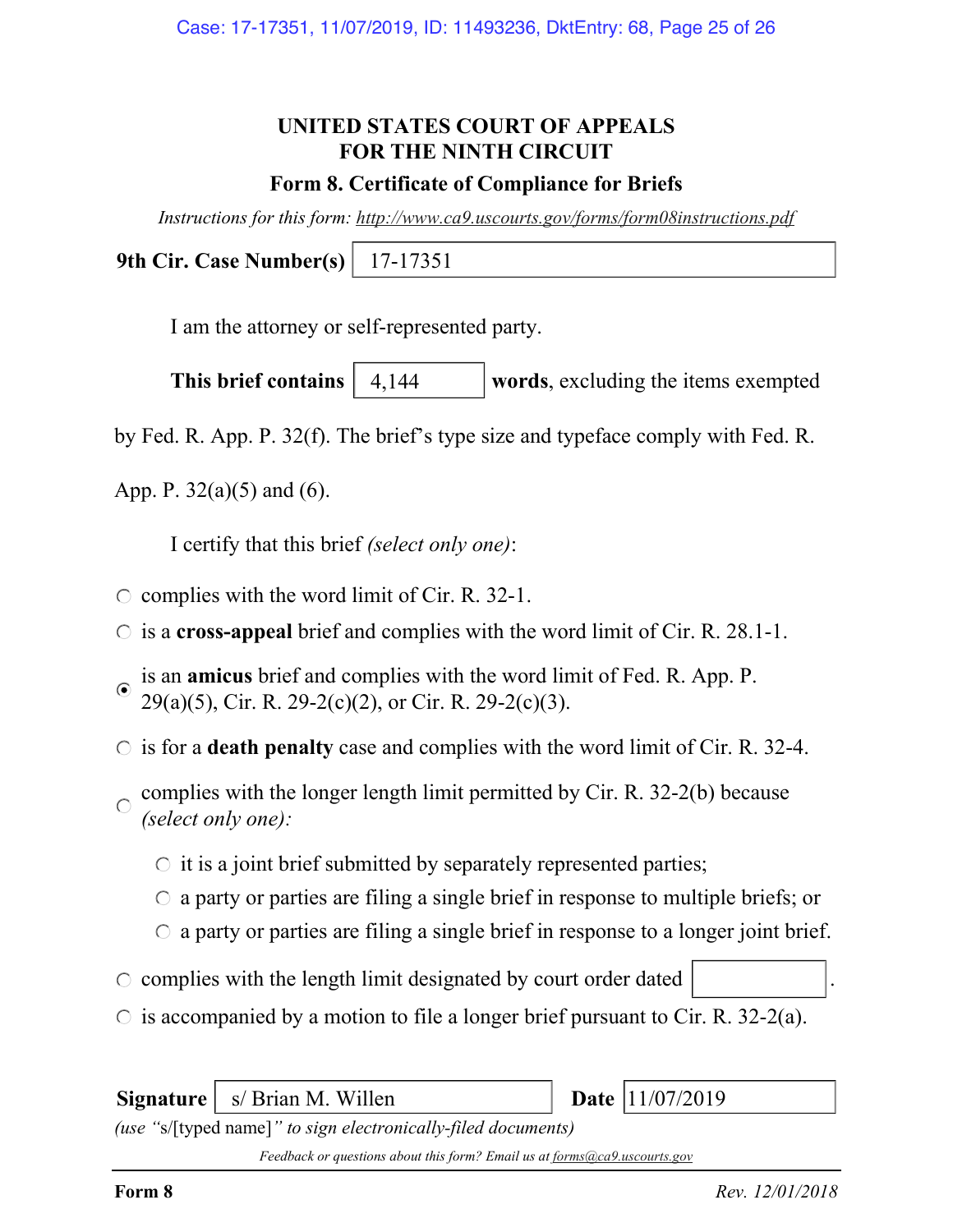# UNITED STATES COURT OF APPEALS
# FOR THE NINTH CIRCUIT

## Form 8. Certificate of Compliance for Briefs

*Instructions for this form: http://www.ca9.uscourts.gov/forms/form08instructions.pdf*

**9th Cir. Case Number(s)** 17-17351

I am the attorney or self-represented party.

**This brief contains** 4,144 **words**, excluding the items exempted by Fed. R. App. P. 32(f). The brief's type size and typeface comply with Fed. R. App. P. 32(a)(5) and (6).

I certify that this brief *(select only one)*:

- ○ complies with the word limit of Cir. R. 32-1.
- ○ is a **cross-appeal** brief and complies with the word limit of Cir. R. 28.1-1.
- ◉ is an **amicus** brief and complies with the word limit of Fed. R. App. P. 29(a)(5), Cir. R. 29-2(c)(2), or Cir. R. 29-2(c)(3).
- ○ is for a **death penalty** case and complies with the word limit of Cir. R. 32-4.
- ○ complies with the longer length limit permitted by Cir. R. 32-2(b) because *(select only one)*:
  - ○ it is a joint brief submitted by separately represented parties;
  - ○ a party or parties are filing a single brief in response to multiple briefs; or
  - ○ a party or parties are filing a single brief in response to a longer joint brief.
- ○ complies with the length limit designated by court order dated ______.
- ○ is accompanied by a motion to file a longer brief pursuant to Cir. R. 32-2(a).

**Signature** s/ Brian M. Willen **Date** 11/07/2019

*(use "s/[typed name]" to sign electronically-filed documents)*

*Feedback or questions about this form? Email us at forms@ca9.uscourts.gov*

**Form 8** *Rev. 12/01/2018*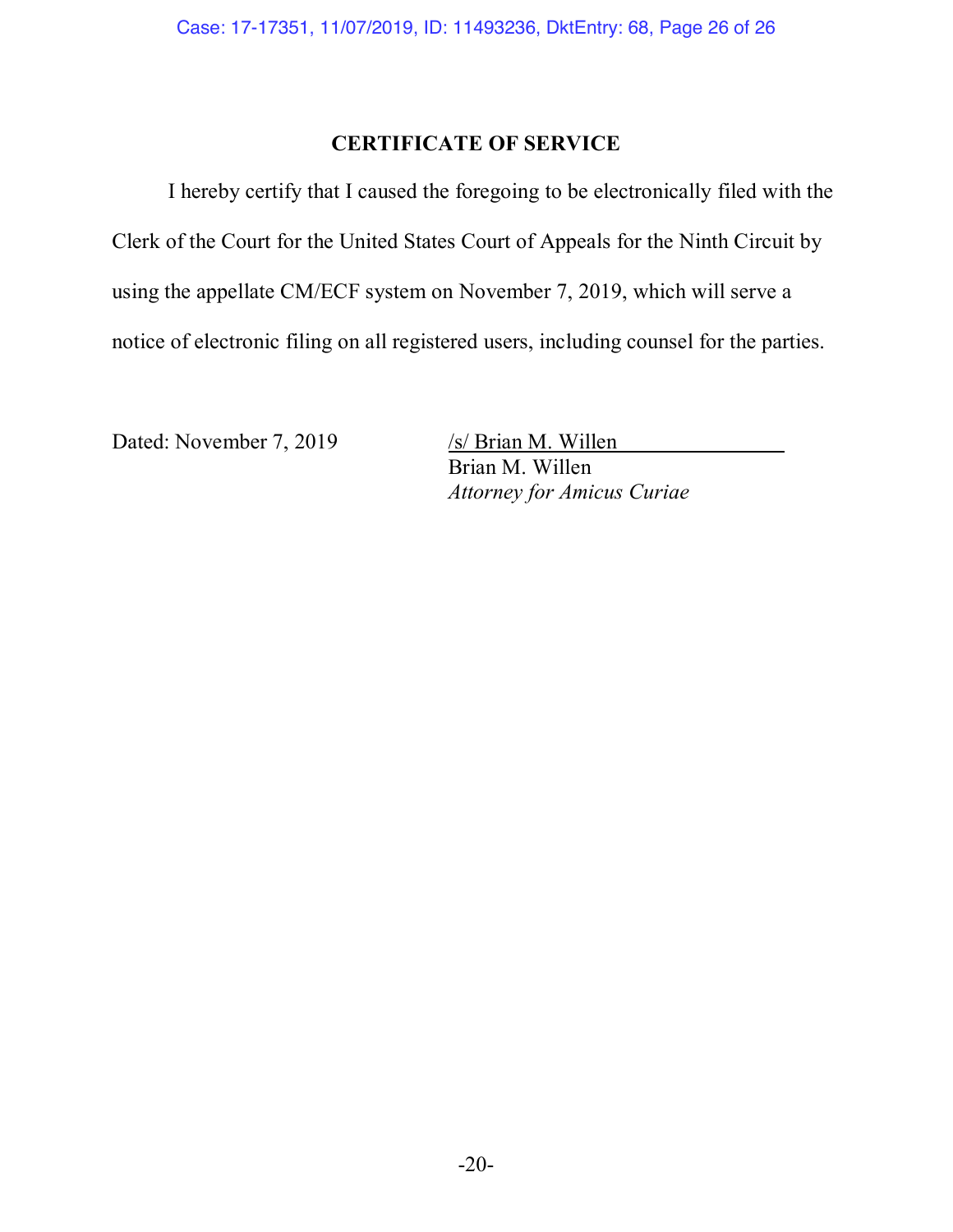## CERTIFICATE OF SERVICE

I hereby certify that I caused the foregoing to be electronically filed with the Clerk of the Court for the United States Court of Appeals for the Ninth Circuit by using the appellate CM/ECF system on November 7, 2019, which will serve a notice of electronic filing on all registered users, including counsel for the parties.

Dated: November 7, 2019

/s/ Brian M. Willen
Brian M. Willen
*Attorney for Amicus Curiae*